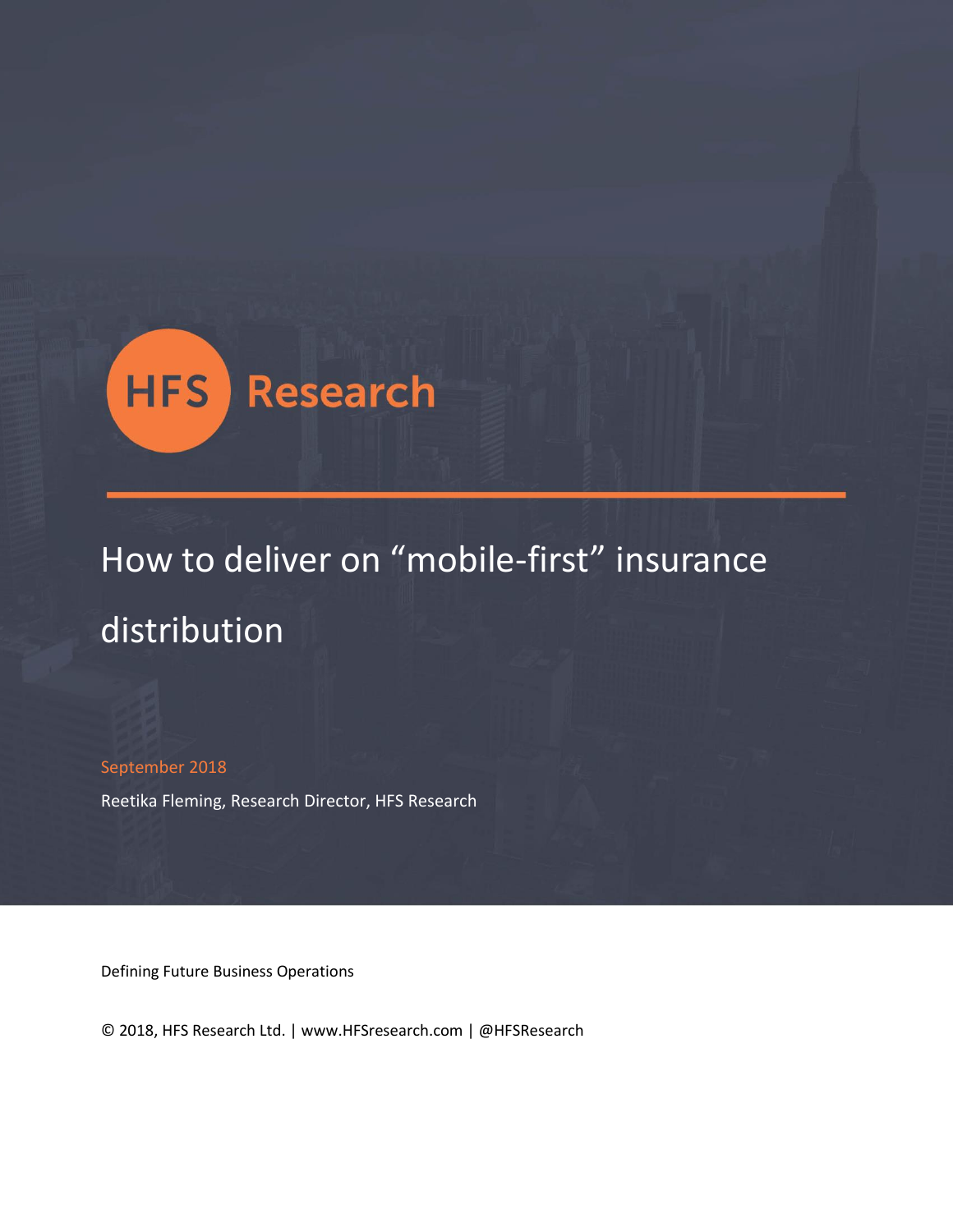HFS Research

# How to deliver on “mobile-first” insurance distribution

September 2018

Reetika Fleming, Research Director, HFS Research

Defining Future Business Operations

© 2018, HFS Research Ltd. | www.HFSresearch.com | @HFSResearch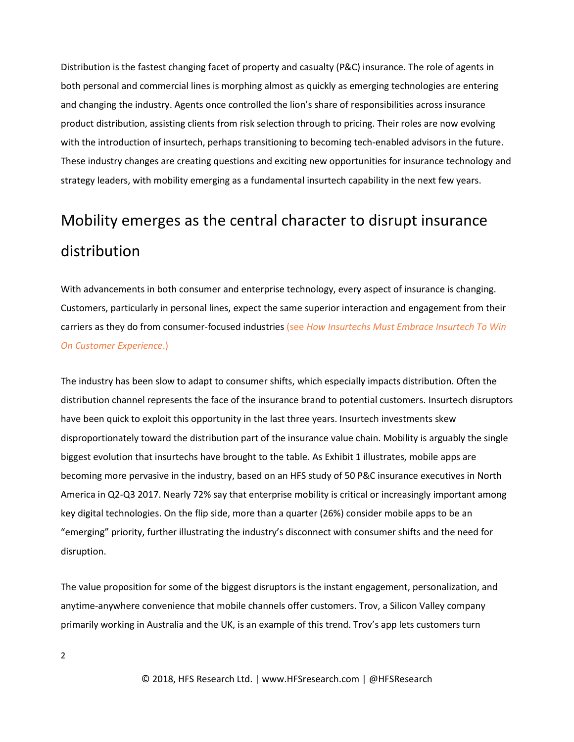Distribution is the fastest changing facet of property and casualty (P&C) insurance. The role of agents in both personal and commercial lines is morphing almost as quickly as emerging technologies are entering and changing the industry. Agents once controlled the lion's share of responsibilities across insurance product distribution, assisting clients from risk selection through to pricing. Their roles are now evolving with the introduction of insurtech, perhaps transitioning to becoming tech-enabled advisors in the future. These industry changes are creating questions and exciting new opportunities for insurance technology and strategy leaders, with mobility emerging as a fundamental insurtech capability in the next few years.

## Mobility emerges as the central character to disrupt insurance distribution

With advancements in both consumer and enterprise technology, every aspect of insurance is changing. Customers, particularly in personal lines, expect the same superior interaction and engagement from their carriers as they do from consumer-focused industries (see *How Insurtechs Must Embrace Insurtech To Win On Customer Experience*.)

The industry has been slow to adapt to consumer shifts, which especially impacts distribution. Often the distribution channel represents the face of the insurance brand to potential customers. Insurtech disruptors have been quick to exploit this opportunity in the last three years. Insurtech investments skew disproportionately toward the distribution part of the insurance value chain. Mobility is arguably the single biggest evolution that insurtechs have brought to the table. As Exhibit 1 illustrates, mobile apps are becoming more pervasive in the industry, based on an HFS study of 50 P&C insurance executives in North America in Q2-Q3 2017. Nearly 72% say that enterprise mobility is critical or increasingly important among key digital technologies. On the flip side, more than a quarter (26%) consider mobile apps to be an "emerging" priority, further illustrating the industry's disconnect with consumer shifts and the need for disruption.

The value proposition for some of the biggest disruptors is the instant engagement, personalization, and anytime-anywhere convenience that mobile channels offer customers. Trov, a Silicon Valley company primarily working in Australia and the UK, is an example of this trend. Trov's app lets customers turn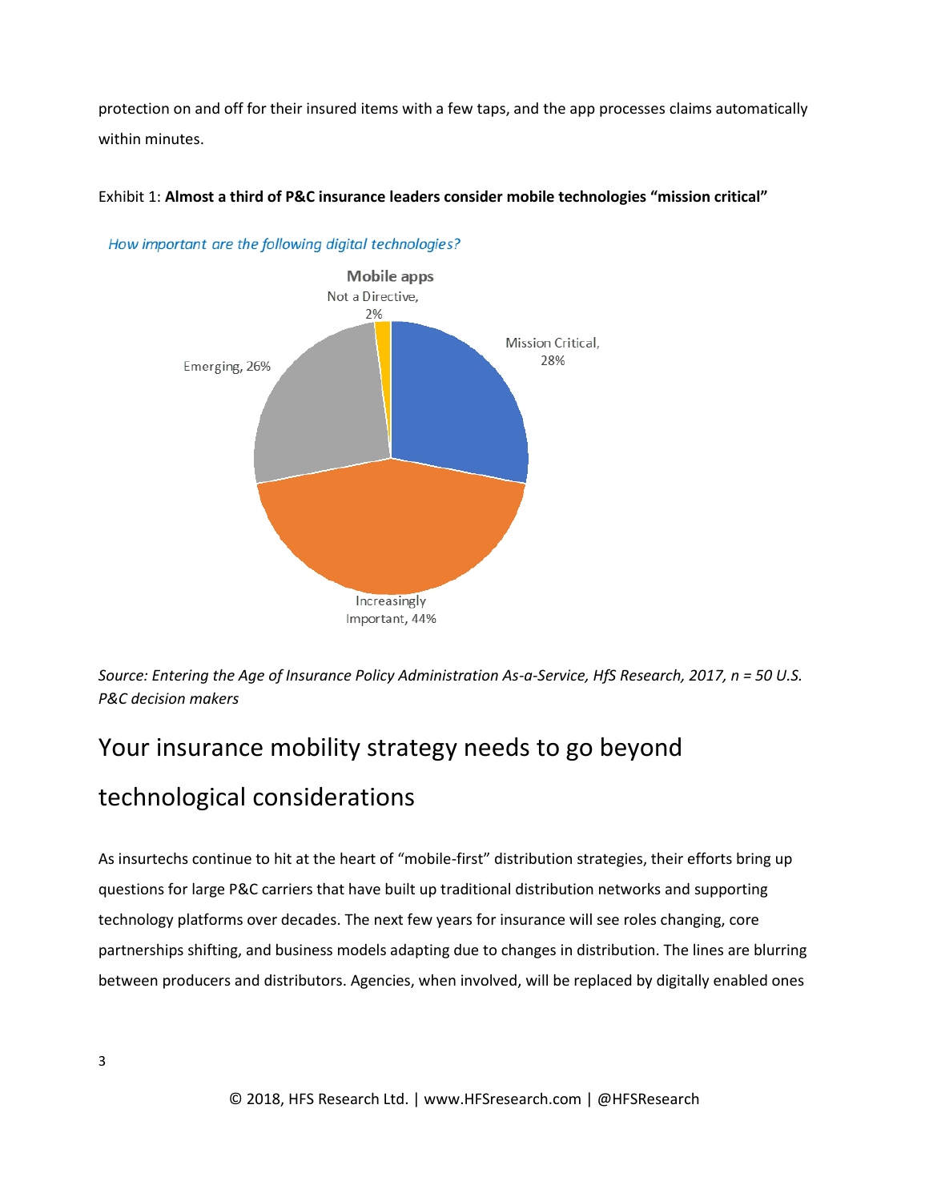protection on and off for their insured items with a few taps, and the app processes claims automatically within minutes.

Exhibit 1: **Almost a third of P&C insurance leaders consider mobile technologies "mission critical"**

*How important are the following digital technologies?*

**Mobile apps**

| Response | Share |
|---|---|
| Mission Critical | 28% |
| Increasingly Important | 44% |
| Emerging | 26% |
| Not a Directive | 2% |

*Source: Entering the Age of Insurance Policy Administration As-a-Service, HfS Research, 2017, n = 50 U.S. P&C decision makers*

## Your insurance mobility strategy needs to go beyond technological considerations

As insurtechs continue to hit at the heart of "mobile-first" distribution strategies, their efforts bring up questions for large P&C carriers that have built up traditional distribution networks and supporting technology platforms over decades. The next few years for insurance will see roles changing, core partnerships shifting, and business models adapting due to changes in distribution. The lines are blurring between producers and distributors. Agencies, when involved, will be replaced by digitally enabled ones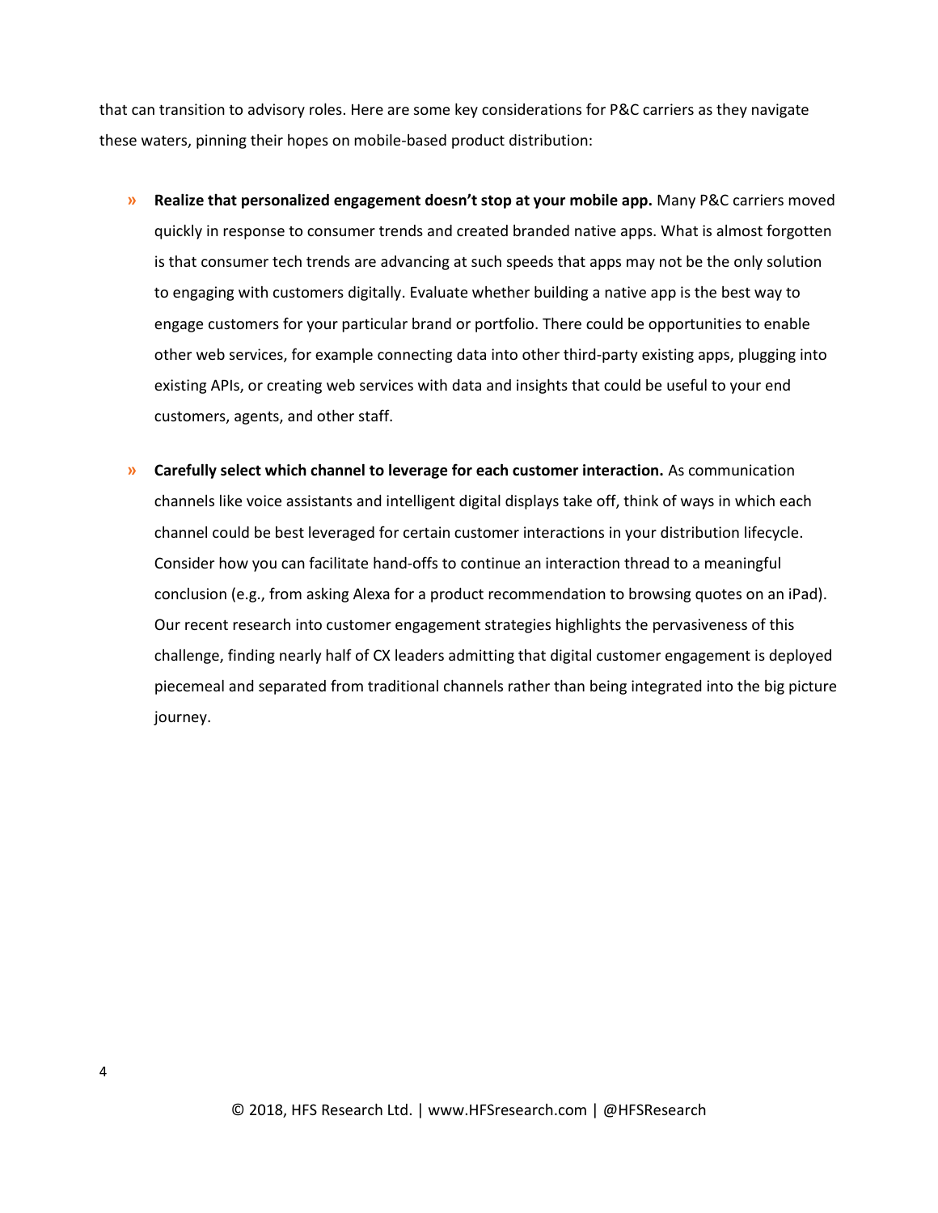that can transition to advisory roles. Here are some key considerations for P&C carriers as they navigate these waters, pinning their hopes on mobile-based product distribution:

- **Realize that personalized engagement doesn't stop at your mobile app.** Many P&C carriers moved quickly in response to consumer trends and created branded native apps. What is almost forgotten is that consumer tech trends are advancing at such speeds that apps may not be the only solution to engaging with customers digitally. Evaluate whether building a native app is the best way to engage customers for your particular brand or portfolio. There could be opportunities to enable other web services, for example connecting data into other third-party existing apps, plugging into existing APIs, or creating web services with data and insights that could be useful to your end customers, agents, and other staff.

- **Carefully select which channel to leverage for each customer interaction.** As communication channels like voice assistants and intelligent digital displays take off, think of ways in which each channel could be best leveraged for certain customer interactions in your distribution lifecycle. Consider how you can facilitate hand-offs to continue an interaction thread to a meaningful conclusion (e.g., from asking Alexa for a product recommendation to browsing quotes on an iPad). Our recent research into customer engagement strategies highlights the pervasiveness of this challenge, finding nearly half of CX leaders admitting that digital customer engagement is deployed piecemeal and separated from traditional channels rather than being integrated into the big picture journey.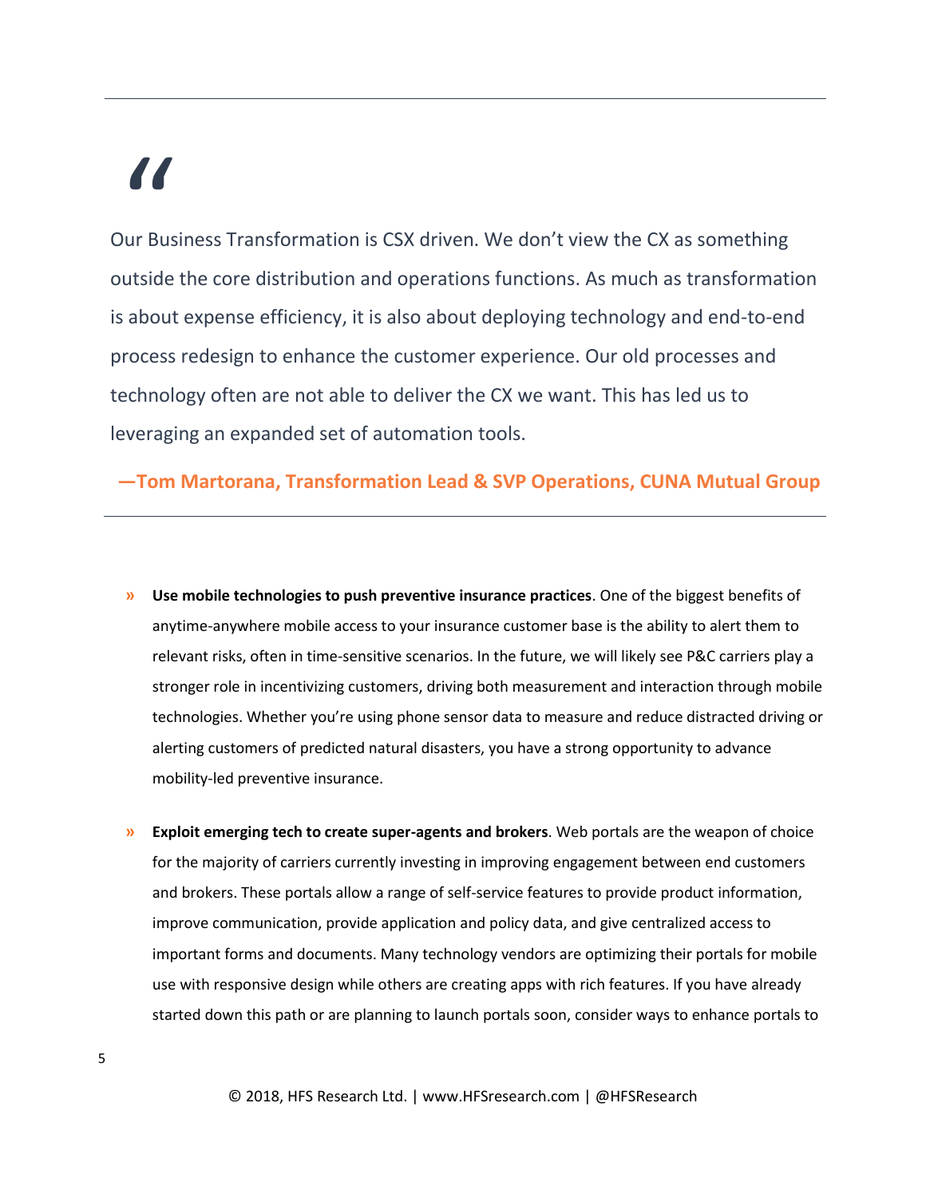> "
>
> Our Business Transformation is CSX driven. We don't view the CX as something outside the core distribution and operations functions. As much as transformation is about expense efficiency, it is also about deploying technology and end-to-end process redesign to enhance the customer experience. Our old processes and technology often are not able to deliver the CX we want. This has led us to leveraging an expanded set of automation tools.
>
> **—Tom Martorana, Transformation Lead & SVP Operations, CUNA Mutual Group**

- **Use mobile technologies to push preventive insurance practices**. One of the biggest benefits of anytime-anywhere mobile access to your insurance customer base is the ability to alert them to relevant risks, often in time-sensitive scenarios. In the future, we will likely see P&C carriers play a stronger role in incentivizing customers, driving both measurement and interaction through mobile technologies. Whether you're using phone sensor data to measure and reduce distracted driving or alerting customers of predicted natural disasters, you have a strong opportunity to advance mobility-led preventive insurance.

- **Exploit emerging tech to create super-agents and brokers**. Web portals are the weapon of choice for the majority of carriers currently investing in improving engagement between end customers and brokers. These portals allow a range of self-service features to provide product information, improve communication, provide application and policy data, and give centralized access to important forms and documents. Many technology vendors are optimizing their portals for mobile use with responsive design while others are creating apps with rich features. If you have already started down this path or are planning to launch portals soon, consider ways to enhance portals to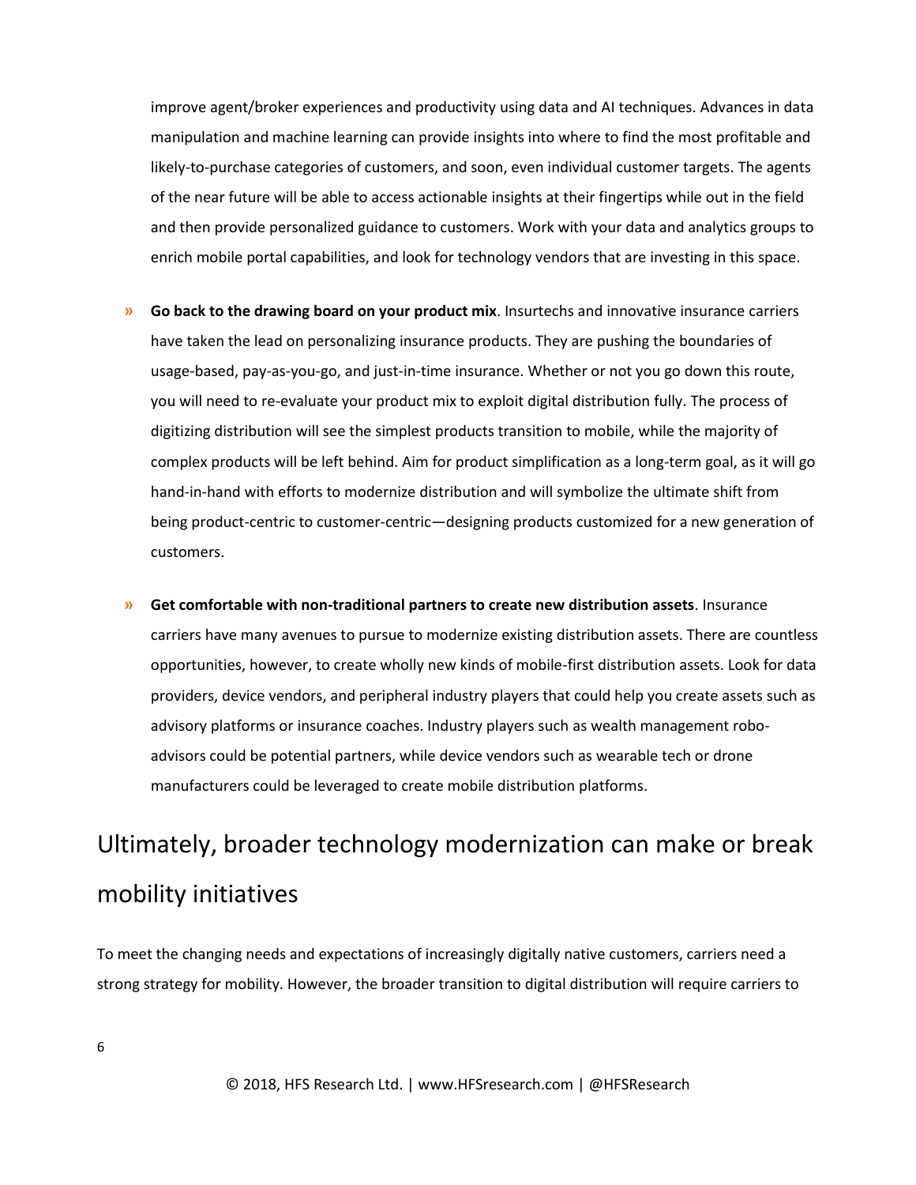improve agent/broker experiences and productivity using data and AI techniques. Advances in data manipulation and machine learning can provide insights into where to find the most profitable and likely-to-purchase categories of customers, and soon, even individual customer targets. The agents of the near future will be able to access actionable insights at their fingertips while out in the field and then provide personalized guidance to customers. Work with your data and analytics groups to enrich mobile portal capabilities, and look for technology vendors that are investing in this space.

- **Go back to the drawing board on your product mix**. Insurtechs and innovative insurance carriers have taken the lead on personalizing insurance products. They are pushing the boundaries of usage-based, pay-as-you-go, and just-in-time insurance. Whether or not you go down this route, you will need to re-evaluate your product mix to exploit digital distribution fully. The process of digitizing distribution will see the simplest products transition to mobile, while the majority of complex products will be left behind. Aim for product simplification as a long-term goal, as it will go hand-in-hand with efforts to modernize distribution and will symbolize the ultimate shift from being product-centric to customer-centric—designing products customized for a new generation of customers.

- **Get comfortable with non-traditional partners to create new distribution assets**. Insurance carriers have many avenues to pursue to modernize existing distribution assets. There are countless opportunities, however, to create wholly new kinds of mobile-first distribution assets. Look for data providers, device vendors, and peripheral industry players that could help you create assets such as advisory platforms or insurance coaches. Industry players such as wealth management robo-advisors could be potential partners, while device vendors such as wearable tech or drone manufacturers could be leveraged to create mobile distribution platforms.

## Ultimately, broader technology modernization can make or break mobility initiatives

To meet the changing needs and expectations of increasingly digitally native customers, carriers need a strong strategy for mobility. However, the broader transition to digital distribution will require carriers to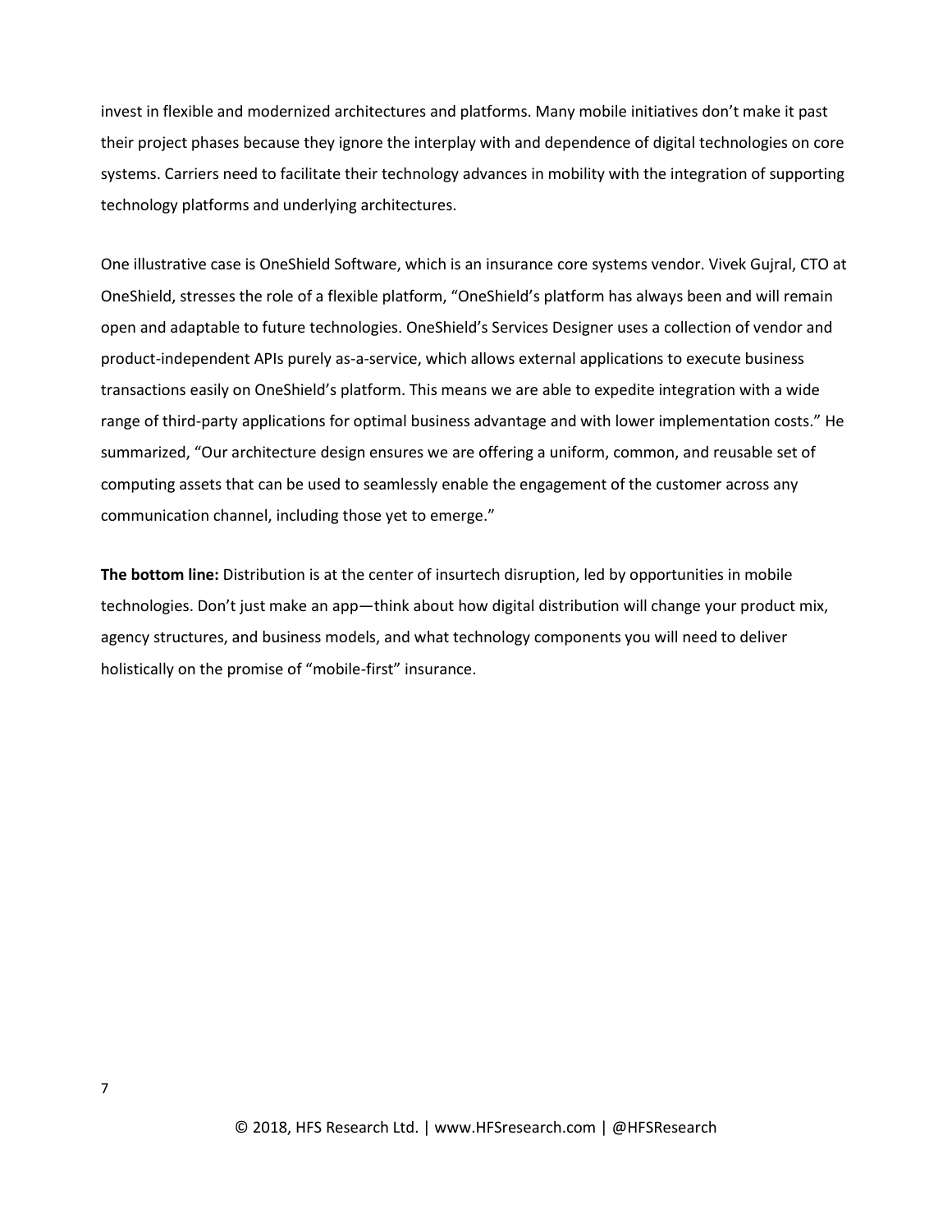invest in flexible and modernized architectures and platforms. Many mobile initiatives don't make it past their project phases because they ignore the interplay with and dependence of digital technologies on core systems. Carriers need to facilitate their technology advances in mobility with the integration of supporting technology platforms and underlying architectures.

One illustrative case is OneShield Software, which is an insurance core systems vendor. Vivek Gujral, CTO at OneShield, stresses the role of a flexible platform, "OneShield's platform has always been and will remain open and adaptable to future technologies. OneShield's Services Designer uses a collection of vendor and product-independent APIs purely as-a-service, which allows external applications to execute business transactions easily on OneShield's platform. This means we are able to expedite integration with a wide range of third-party applications for optimal business advantage and with lower implementation costs." He summarized, "Our architecture design ensures we are offering a uniform, common, and reusable set of computing assets that can be used to seamlessly enable the engagement of the customer across any communication channel, including those yet to emerge."

**The bottom line:** Distribution is at the center of insurtech disruption, led by opportunities in mobile technologies. Don't just make an app—think about how digital distribution will change your product mix, agency structures, and business models, and what technology components you will need to deliver holistically on the promise of "mobile-first" insurance.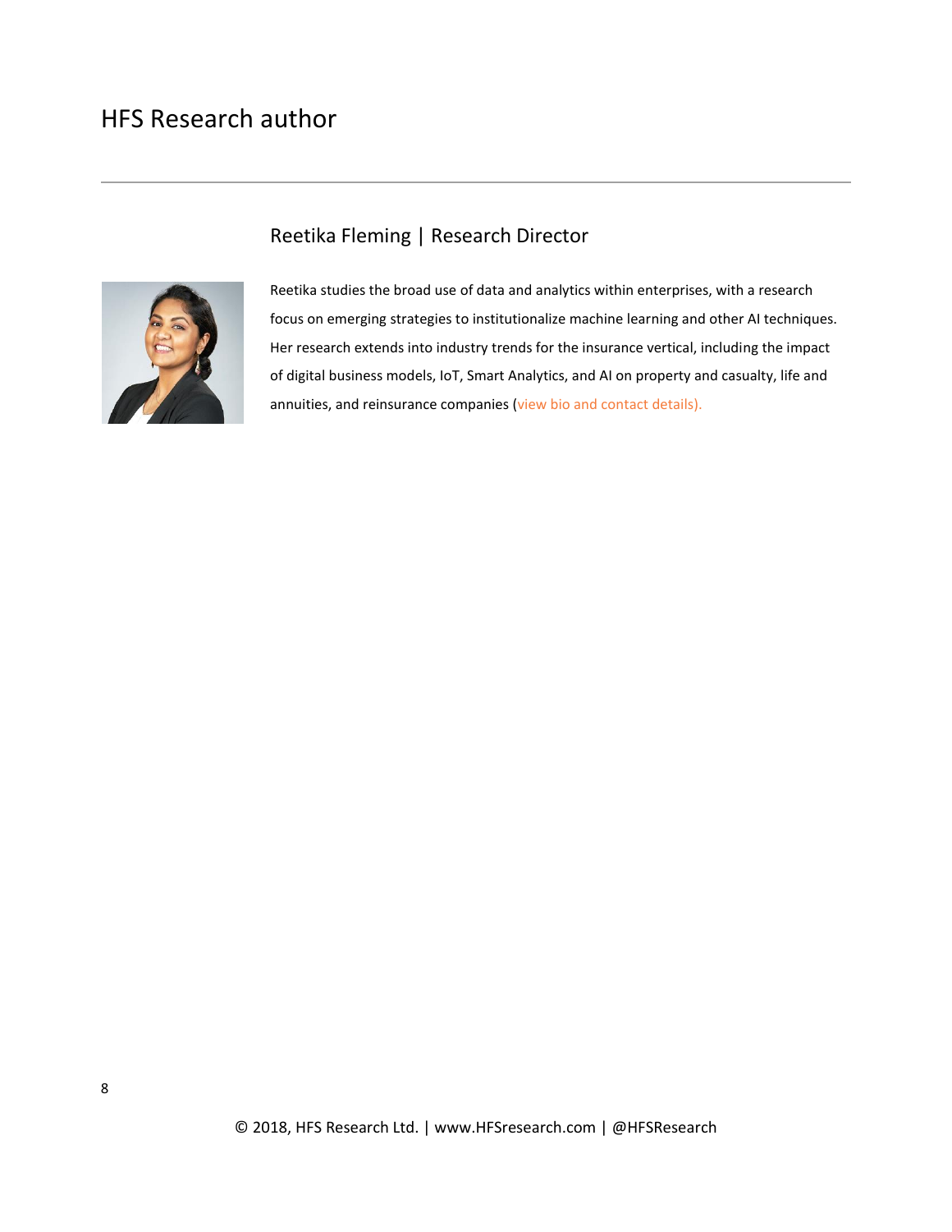# HFS Research author

## Reetika Fleming | Research Director

Reetika studies the broad use of data and analytics within enterprises, with a research focus on emerging strategies to institutionalize machine learning and other AI techniques. Her research extends into industry trends for the insurance vertical, including the impact of digital business models, IoT, Smart Analytics, and AI on property and casualty, life and annuities, and reinsurance companies (view bio and contact details).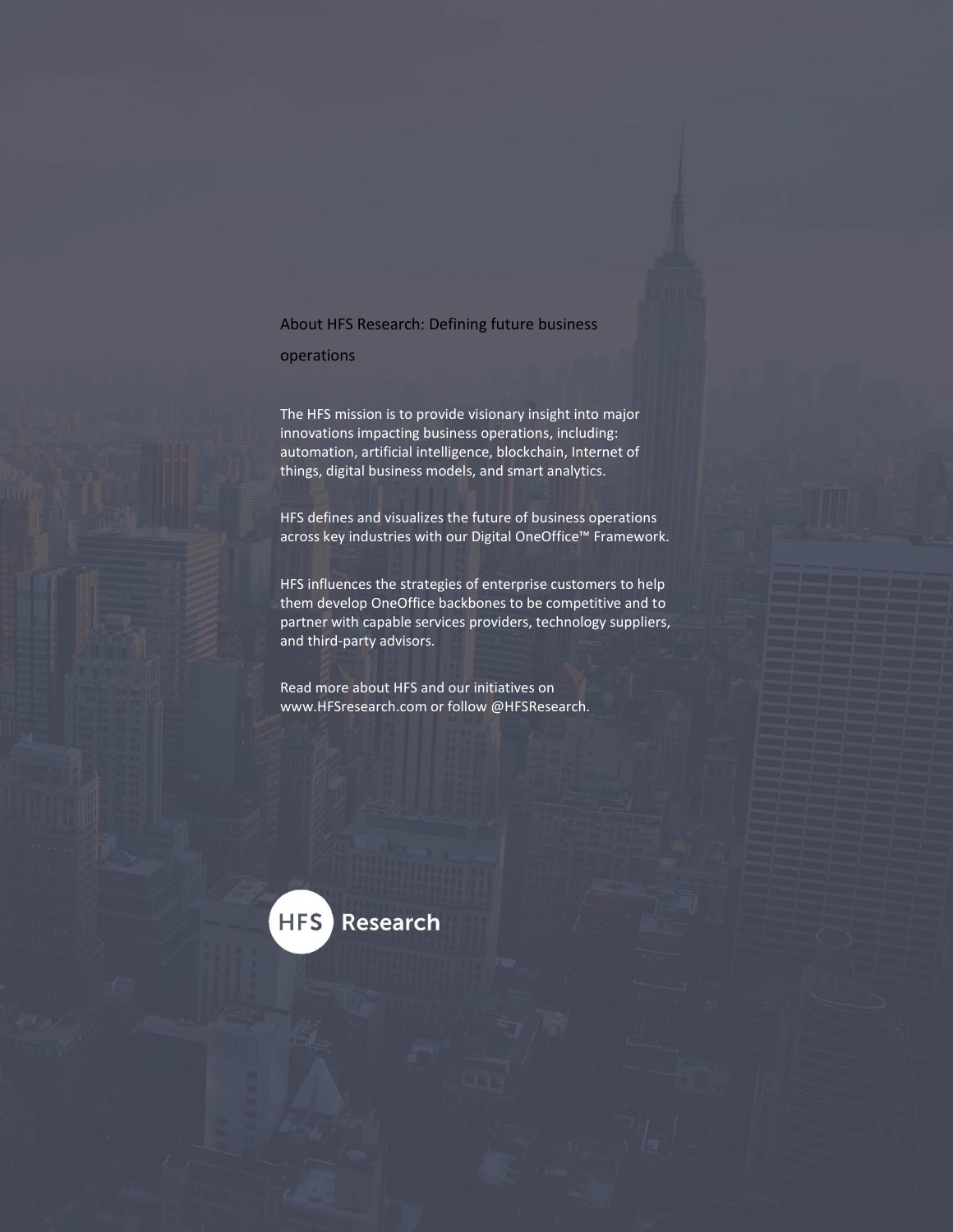## About HFS Research: Defining future business operations

The HFS mission is to provide visionary insight into major innovations impacting business operations, including: automation, artificial intelligence, blockchain, Internet of things, digital business models, and smart analytics.

HFS defines and visualizes the future of business operations across key industries with our Digital OneOffice™ Framework.

HFS influences the strategies of enterprise customers to help them develop OneOffice backbones to be competitive and to partner with capable services providers, technology suppliers, and third-party advisors.

Read more about HFS and our initiatives on www.HFSresearch.com or follow @HFSResearch.

HFS Research